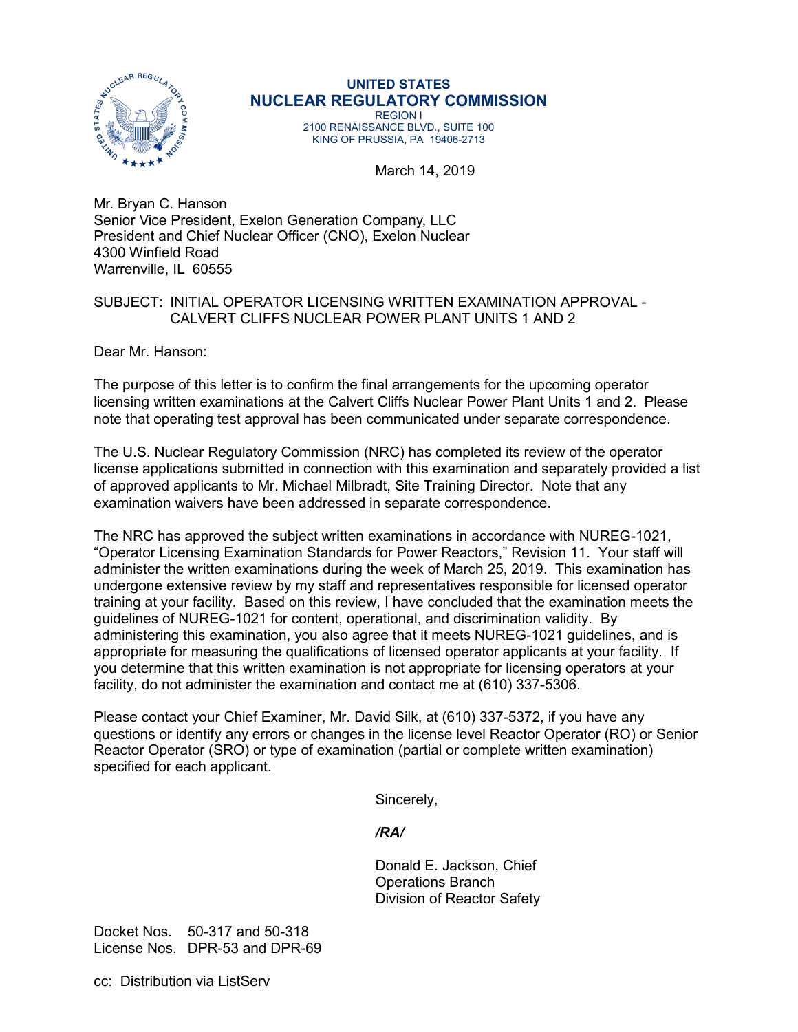UNITED STATES
**NUCLEAR REGULATORY COMMISSION**
REGION I
2100 RENAISSANCE BLVD., SUITE 100
KING OF PRUSSIA, PA 19406-2713

March 14, 2019

Mr. Bryan C. Hanson
Senior Vice President, Exelon Generation Company, LLC
President and Chief Nuclear Officer (CNO), Exelon Nuclear
4300 Winfield Road
Warrenville, IL 60555

SUBJECT: INITIAL OPERATOR LICENSING WRITTEN EXAMINATION APPROVAL - CALVERT CLIFFS NUCLEAR POWER PLANT UNITS 1 AND 2

Dear Mr. Hanson:

The purpose of this letter is to confirm the final arrangements for the upcoming operator licensing written examinations at the Calvert Cliffs Nuclear Power Plant Units 1 and 2. Please note that operating test approval has been communicated under separate correspondence.

The U.S. Nuclear Regulatory Commission (NRC) has completed its review of the operator license applications submitted in connection with this examination and separately provided a list of approved applicants to Mr. Michael Milbradt, Site Training Director. Note that any examination waivers have been addressed in separate correspondence.

The NRC has approved the subject written examinations in accordance with NUREG-1021, "Operator Licensing Examination Standards for Power Reactors," Revision 11. Your staff will administer the written examinations during the week of March 25, 2019. This examination has undergone extensive review by my staff and representatives responsible for licensed operator training at your facility. Based on this review, I have concluded that the examination meets the guidelines of NUREG-1021 for content, operational, and discrimination validity. By administering this examination, you also agree that it meets NUREG-1021 guidelines, and is appropriate for measuring the qualifications of licensed operator applicants at your facility. If you determine that this written examination is not appropriate for licensing operators at your facility, do not administer the examination and contact me at (610) 337-5306.

Please contact your Chief Examiner, Mr. David Silk, at (610) 337-5372, if you have any questions or identify any errors or changes in the license level Reactor Operator (RO) or Senior Reactor Operator (SRO) or type of examination (partial or complete written examination) specified for each applicant.

Sincerely,

*/RA/*

Donald E. Jackson, Chief
Operations Branch
Division of Reactor Safety

Docket Nos. 50-317 and 50-318
License Nos. DPR-53 and DPR-69

cc: Distribution via ListServ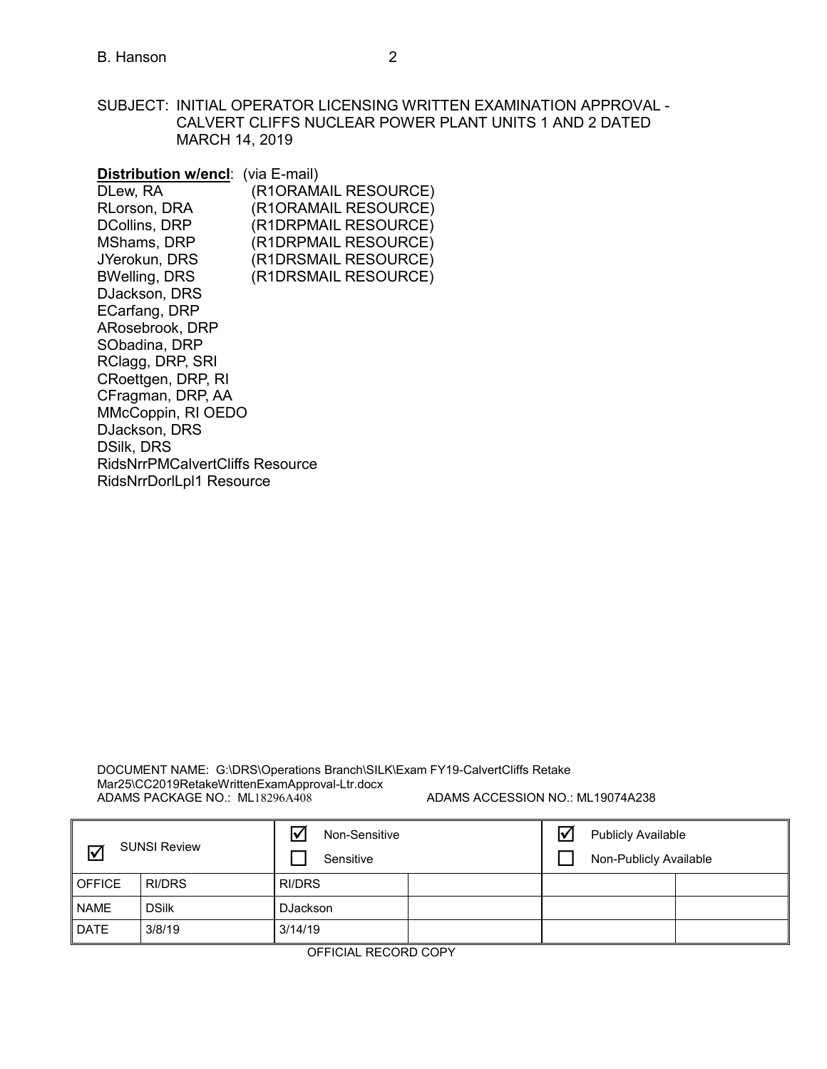SUBJECT: INITIAL OPERATOR LICENSING WRITTEN EXAMINATION APPROVAL - CALVERT CLIFFS NUCLEAR POWER PLANT UNITS 1 AND 2 DATED MARCH 14, 2019

**Distribution w/encl**: (via E-mail)

| | |
|---|---|
| DLew, RA | (R1ORAMAIL RESOURCE) |
| RLorson, DRA | (R1ORAMAIL RESOURCE) |
| DCollins, DRP | (R1DRPMAIL RESOURCE) |
| MShams, DRP | (R1DRPMAIL RESOURCE) |
| JYerokun, DRS | (R1DRSMAIL RESOURCE) |
| BWelling, DRS | (R1DRSMAIL RESOURCE) |

DJackson, DRS
ECarfang, DRP
ARosebrook, DRP
SObadina, DRP
RClagg, DRP, SRI
CRoettgen, DRP, RI
CFragman, DRP, AA
MMcCoppin, RI OEDO
DJackson, DRS
DSilk, DRS
RidsNrrPMCalvertCliffs Resource
RidsNrrDorlLpl1 Resource

DOCUMENT NAME: G:\DRS\Operations Branch\SILK\Exam FY19-CalvertCliffs Retake Mar25\CC2019RetakeWrittenExamApproval-Ltr.docx
ADAMS PACKAGE NO.: ML18296A408 ADAMS ACCESSION NO.: ML19074A238

| ☑ SUNSI Review | | ☑ Non-Sensitive<br>☐ Sensitive | | ☑ Publicly Available<br>☐ Non-Publicly Available | |
|---|---|---|---|---|---|
| OFFICE | RI/DRS | RI/DRS | | | |
| NAME | DSilk | DJackson | | | |
| DATE | 3/8/19 | 3/14/19 | | | |

OFFICIAL RECORD COPY